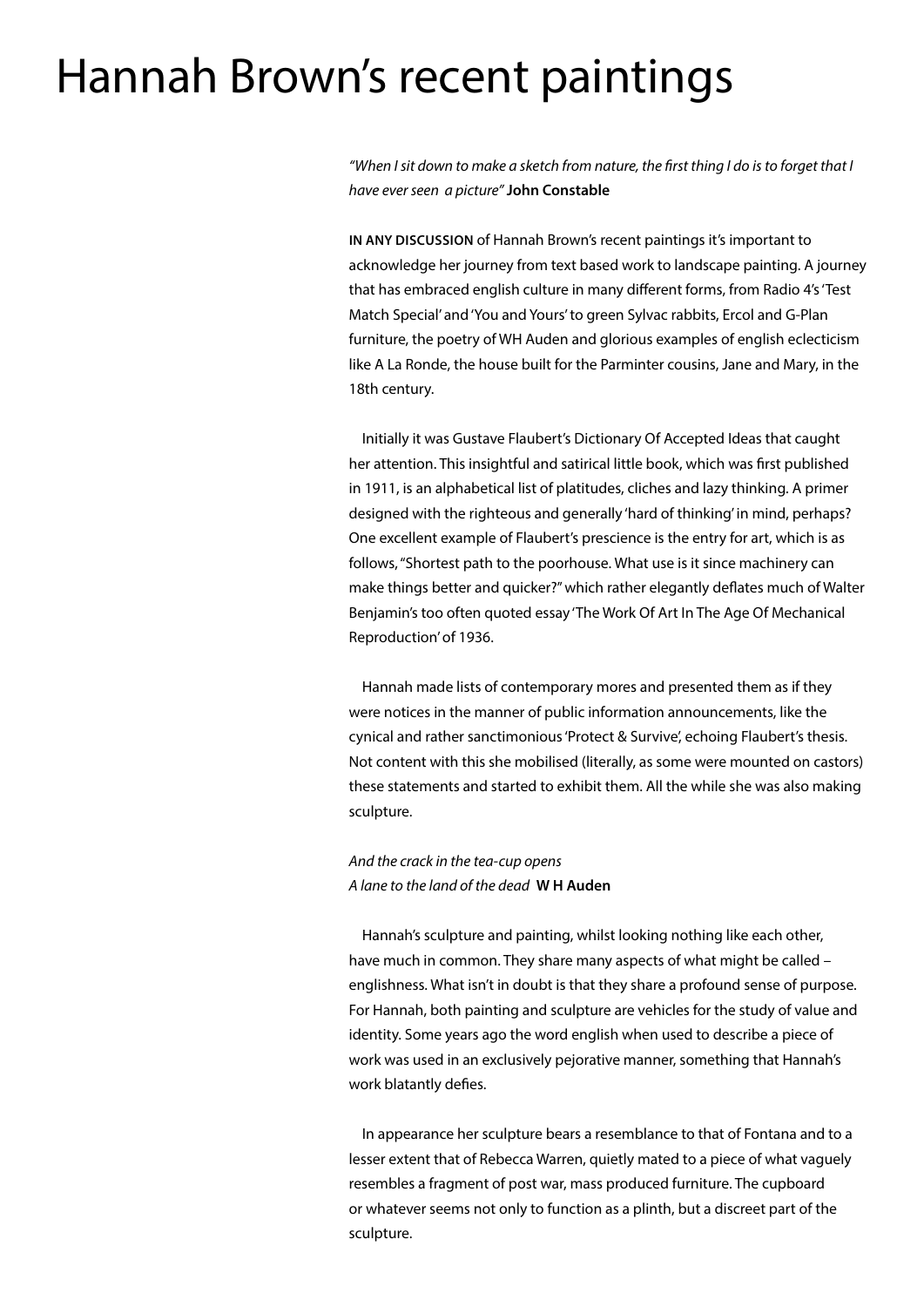# Hannah Brown's recent paintings

*"When I sit down to make a sketch from nature, the first thing I do is to forget that I have ever seen  a picture"* **John Constable**

**IN ANY DISCUSSION** of Hannah Brown's recent paintings it's important to acknowledge her journey from text based work to landscape painting. A journey that has embraced english culture in many different forms, from Radio 4's 'Test Match Special' and 'You and Yours' to green Sylvac rabbits, Ercol and G-Plan furniture, the poetry of WH Auden and glorious examples of english eclecticism like A La Ronde, the house built for the Parminter cousins, Jane and Mary, in the 18th century.

Initially it was Gustave Flaubert's Dictionary Of Accepted Ideas that caught her attention. This insightful and satirical little book, which was first published in 1911, is an alphabetical list of platitudes, cliches and lazy thinking. A primer designed with the righteous and generally 'hard of thinking' in mind, perhaps? One excellent example of Flaubert's prescience is the entry for art, which is as follows, "Shortest path to the poorhouse. What use is it since machinery can make things better and quicker?" which rather elegantly deflates much of Walter Benjamin's too often quoted essay 'The Work Of Art In The Age Of Mechanical Reproduction' of 1936.

Hannah made lists of contemporary mores and presented them as if they were notices in the manner of public information announcements, like the cynical and rather sanctimonious 'Protect & Survive', echoing Flaubert's thesis. Not content with this she mobilised (literally, as some were mounted on castors) these statements and started to exhibit them. All the while she was also making sculpture.

*And the crack in the tea-cup opens*
*A lane to the land of the dead*  **W H Auden**

Hannah's sculpture and painting, whilst looking nothing like each other, have much in common. They share many aspects of what might be called – englishness. What isn't in doubt is that they share a profound sense of purpose. For Hannah, both painting and sculpture are vehicles for the study of value and identity. Some years ago the word english when used to describe a piece of work was used in an exclusively pejorative manner, something that Hannah's work blatantly defies.

In appearance her sculpture bears a resemblance to that of Fontana and to a lesser extent that of Rebecca Warren, quietly mated to a piece of what vaguely resembles a fragment of post war, mass produced furniture. The cupboard or whatever seems not only to function as a plinth, but a discreet part of the sculpture.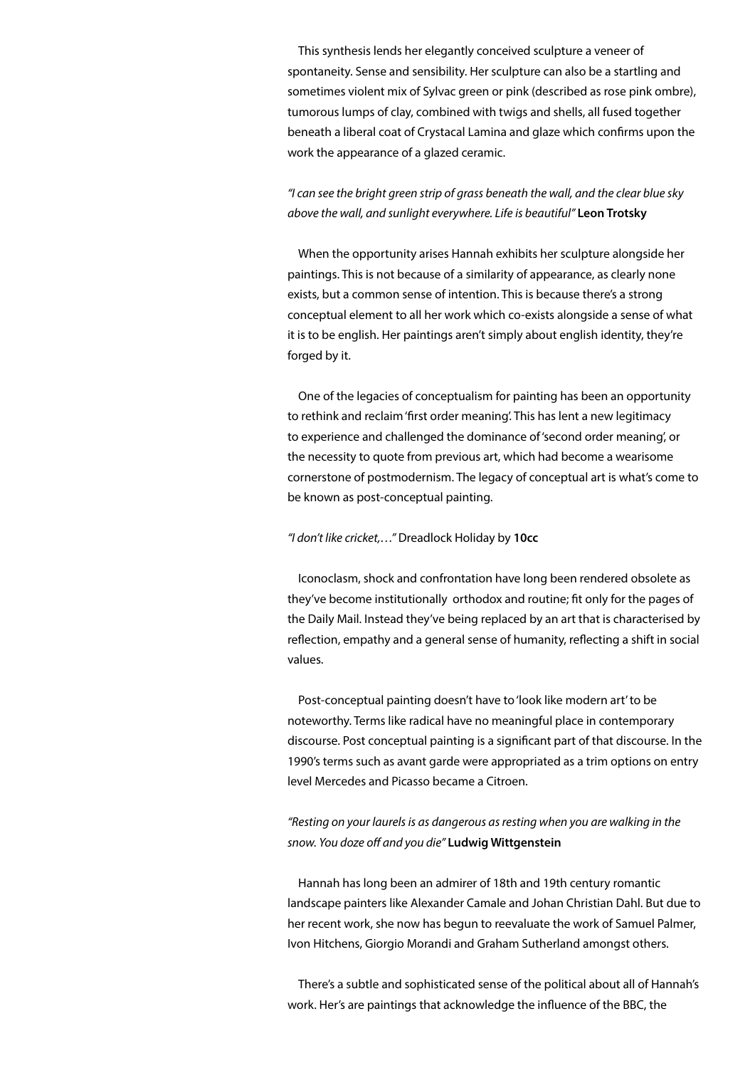This synthesis lends her elegantly conceived sculpture a veneer of spontaneity. Sense and sensibility. Her sculpture can also be a startling and sometimes violent mix of Sylvac green or pink (described as rose pink ombre), tumorous lumps of clay, combined with twigs and shells, all fused together beneath a liberal coat of Crystacal Lamina and glaze which confirms upon the work the appearance of a glazed ceramic.

*"I can see the bright green strip of grass beneath the wall, and the clear blue sky above the wall, and sunlight everywhere. Life is beautiful"* **Leon Trotsky**

When the opportunity arises Hannah exhibits her sculpture alongside her paintings. This is not because of a similarity of appearance, as clearly none exists, but a common sense of intention. This is because there's a strong conceptual element to all her work which co-exists alongside a sense of what it is to be english. Her paintings aren't simply about english identity, they're forged by it.

One of the legacies of conceptualism for painting has been an opportunity to rethink and reclaim 'first order meaning'. This has lent a new legitimacy to experience and challenged the dominance of 'second order meaning', or the necessity to quote from previous art, which had become a wearisome cornerstone of postmodernism. The legacy of conceptual art is what's come to be known as post-conceptual painting.

*"I don't like cricket,…"* Dreadlock Holiday by **10cc**

Iconoclasm, shock and confrontation have long been rendered obsolete as they've become institutionally orthodox and routine; fit only for the pages of the Daily Mail. Instead they've being replaced by an art that is characterised by reflection, empathy and a general sense of humanity, reflecting a shift in social values.

Post-conceptual painting doesn't have to 'look like modern art' to be noteworthy. Terms like radical have no meaningful place in contemporary discourse. Post conceptual painting is a significant part of that discourse. In the 1990's terms such as avant garde were appropriated as a trim options on entry level Mercedes and Picasso became a Citroen.

*"Resting on your laurels is as dangerous as resting when you are walking in the snow. You doze off and you die"* **Ludwig Wittgenstein**

Hannah has long been an admirer of 18th and 19th century romantic landscape painters like Alexander Camale and Johan Christian Dahl. But due to her recent work, she now has begun to reevaluate the work of Samuel Palmer, Ivon Hitchens, Giorgio Morandi and Graham Sutherland amongst others.

There's a subtle and sophisticated sense of the political about all of Hannah's work. Her's are paintings that acknowledge the influence of the BBC, the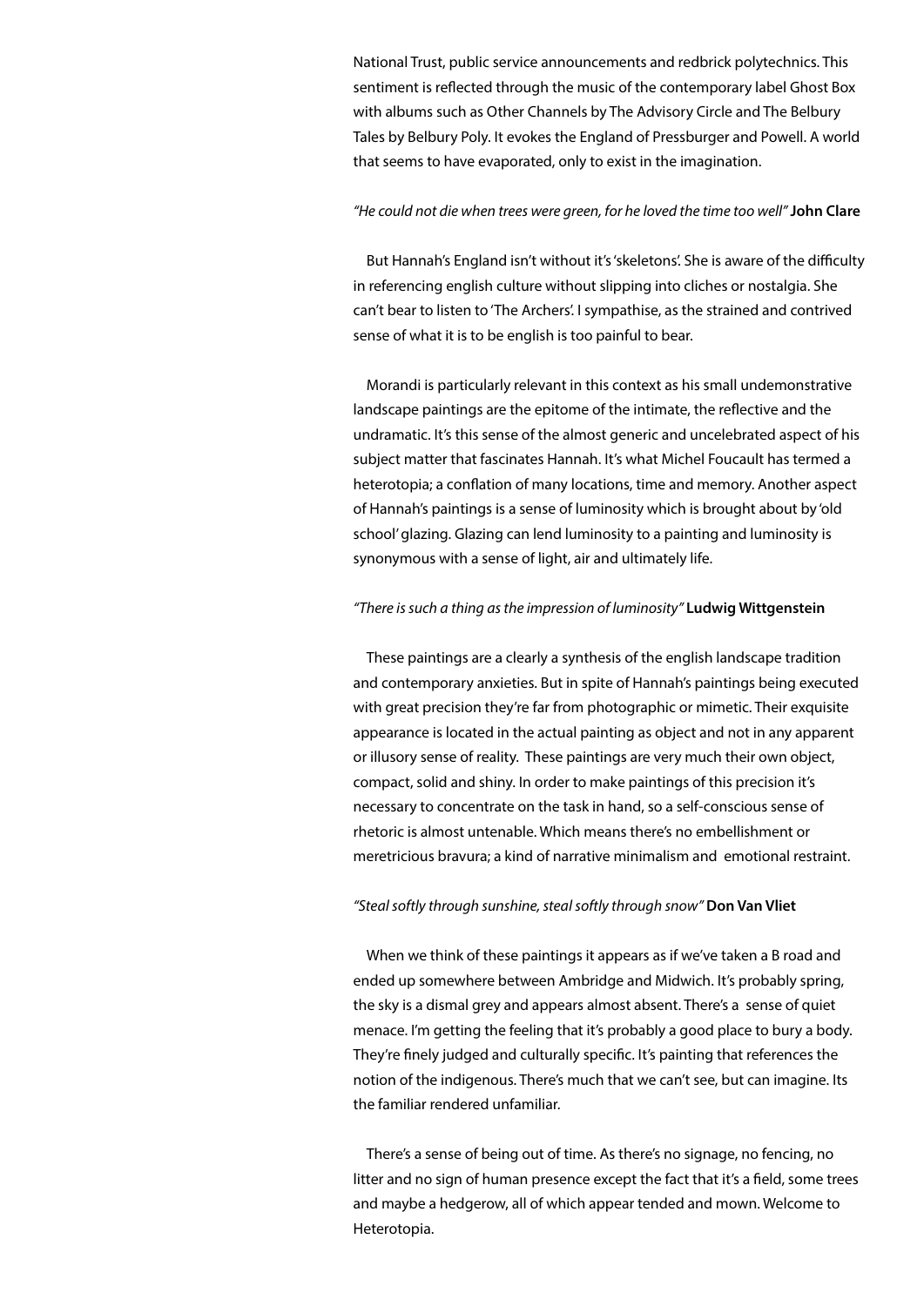National Trust, public service announcements and redbrick polytechnics. This sentiment is reflected through the music of the contemporary label Ghost Box with albums such as Other Channels by The Advisory Circle and The Belbury Tales by Belbury Poly. It evokes the England of Pressburger and Powell. A world that seems to have evaporated, only to exist in the imagination.

*"He could not die when trees were green, for he loved the time too well"* **John Clare**

But Hannah's England isn't without it's 'skeletons'. She is aware of the difficulty in referencing english culture without slipping into cliches or nostalgia. She can't bear to listen to 'The Archers'. I sympathise, as the strained and contrived sense of what it is to be english is too painful to bear.

Morandi is particularly relevant in this context as his small undemonstrative landscape paintings are the epitome of the intimate, the reflective and the undramatic. It's this sense of the almost generic and uncelebrated aspect of his subject matter that fascinates Hannah. It's what Michel Foucault has termed a heterotopia; a conflation of many locations, time and memory. Another aspect of Hannah's paintings is a sense of luminosity which is brought about by 'old school' glazing. Glazing can lend luminosity to a painting and luminosity is synonymous with a sense of light, air and ultimately life.

*"There is such a thing as the impression of luminosity"* **Ludwig Wittgenstein**

These paintings are a clearly a synthesis of the english landscape tradition and contemporary anxieties. But in spite of Hannah's paintings being executed with great precision they're far from photographic or mimetic. Their exquisite appearance is located in the actual painting as object and not in any apparent or illusory sense of reality. These paintings are very much their own object, compact, solid and shiny. In order to make paintings of this precision it's necessary to concentrate on the task in hand, so a self-conscious sense of rhetoric is almost untenable. Which means there's no embellishment or meretricious bravura; a kind of narrative minimalism and emotional restraint.

*"Steal softly through sunshine, steal softly through snow"* **Don Van Vliet**

When we think of these paintings it appears as if we've taken a B road and ended up somewhere between Ambridge and Midwich. It's probably spring, the sky is a dismal grey and appears almost absent. There's a sense of quiet menace. I'm getting the feeling that it's probably a good place to bury a body. They're finely judged and culturally specific. It's painting that references the notion of the indigenous. There's much that we can't see, but can imagine. Its the familiar rendered unfamiliar.

There's a sense of being out of time. As there's no signage, no fencing, no litter and no sign of human presence except the fact that it's a field, some trees and maybe a hedgerow, all of which appear tended and mown. Welcome to Heterotopia.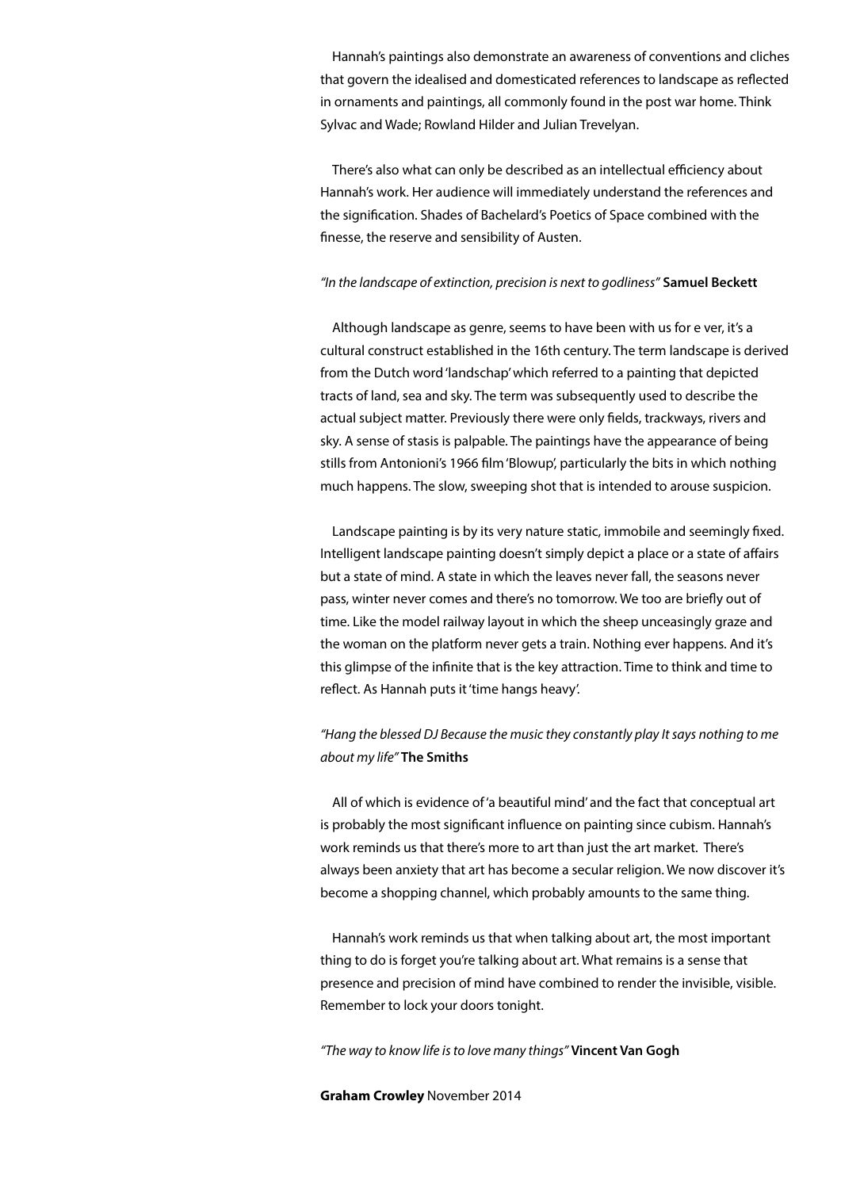Hannah's paintings also demonstrate an awareness of conventions and cliches that govern the idealised and domesticated references to landscape as reflected in ornaments and paintings, all commonly found in the post war home. Think Sylvac and Wade; Rowland Hilder and Julian Trevelyan.

There's also what can only be described as an intellectual efficiency about Hannah's work. Her audience will immediately understand the references and the signification. Shades of Bachelard's Poetics of Space combined with the finesse, the reserve and sensibility of Austen.

*"In the landscape of extinction, precision is next to godliness"* **Samuel Beckett**

Although landscape as genre, seems to have been with us for e ver, it's a cultural construct established in the 16th century. The term landscape is derived from the Dutch word 'landschap' which referred to a painting that depicted tracts of land, sea and sky. The term was subsequently used to describe the actual subject matter. Previously there were only fields, trackways, rivers and sky. A sense of stasis is palpable. The paintings have the appearance of being stills from Antonioni's 1966 film 'Blowup', particularly the bits in which nothing much happens. The slow, sweeping shot that is intended to arouse suspicion.

Landscape painting is by its very nature static, immobile and seemingly fixed. Intelligent landscape painting doesn't simply depict a place or a state of affairs but a state of mind. A state in which the leaves never fall, the seasons never pass, winter never comes and there's no tomorrow. We too are briefly out of time. Like the model railway layout in which the sheep unceasingly graze and the woman on the platform never gets a train. Nothing ever happens. And it's this glimpse of the infinite that is the key attraction. Time to think and time to reflect. As Hannah puts it 'time hangs heavy'.

*"Hang the blessed DJ Because the music they constantly play It says nothing to me about my life"* **The Smiths**

All of which is evidence of 'a beautiful mind' and the fact that conceptual art is probably the most significant influence on painting since cubism. Hannah's work reminds us that there's more to art than just the art market. There's always been anxiety that art has become a secular religion. We now discover it's become a shopping channel, which probably amounts to the same thing.

Hannah's work reminds us that when talking about art, the most important thing to do is forget you're talking about art. What remains is a sense that presence and precision of mind have combined to render the invisible, visible. Remember to lock your doors tonight.

*"The way to know life is to love many things"* **Vincent Van Gogh**

**Graham Crowley** November 2014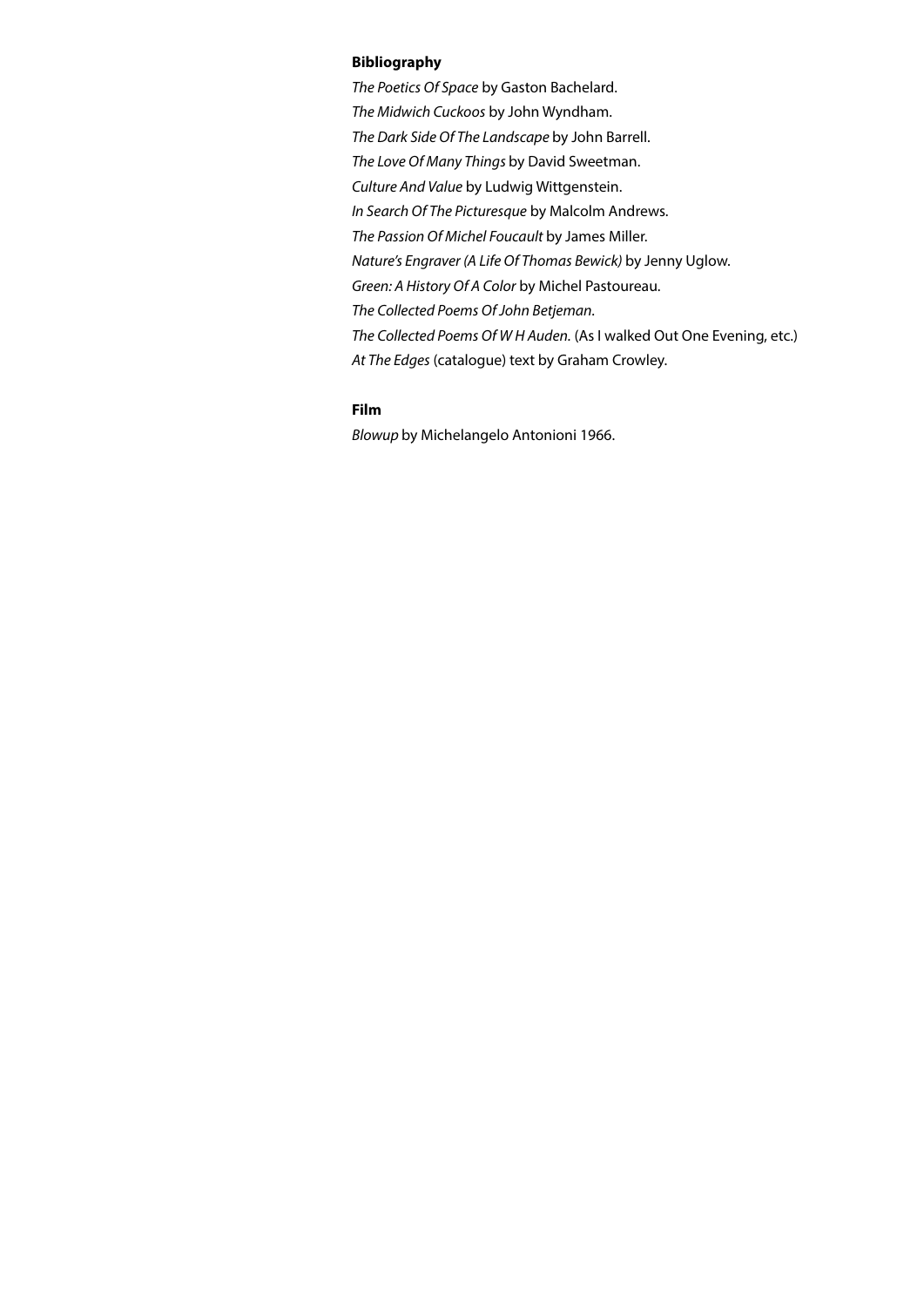**Bibliography**

*The Poetics Of Space* by Gaston Bachelard.

*The Midwich Cuckoos* by John Wyndham.

*The Dark Side Of The Landscape* by John Barrell.

*The Love Of Many Things* by David Sweetman.

*Culture And Value* by Ludwig Wittgenstein.

*In Search Of The Picturesque* by Malcolm Andrews.

*The Passion Of Michel Foucault* by James Miller.

*Nature's Engraver (A Life Of Thomas Bewick)* by Jenny Uglow.

*Green: A History Of A Color* by Michel Pastoureau.

*The Collected Poems Of John Betjeman*.

*The Collected Poems Of W H Auden.* (As I walked Out One Evening, etc.)

*At The Edges* (catalogue) text by Graham Crowley.

**Film**

*Blowup* by Michelangelo Antonioni 1966.